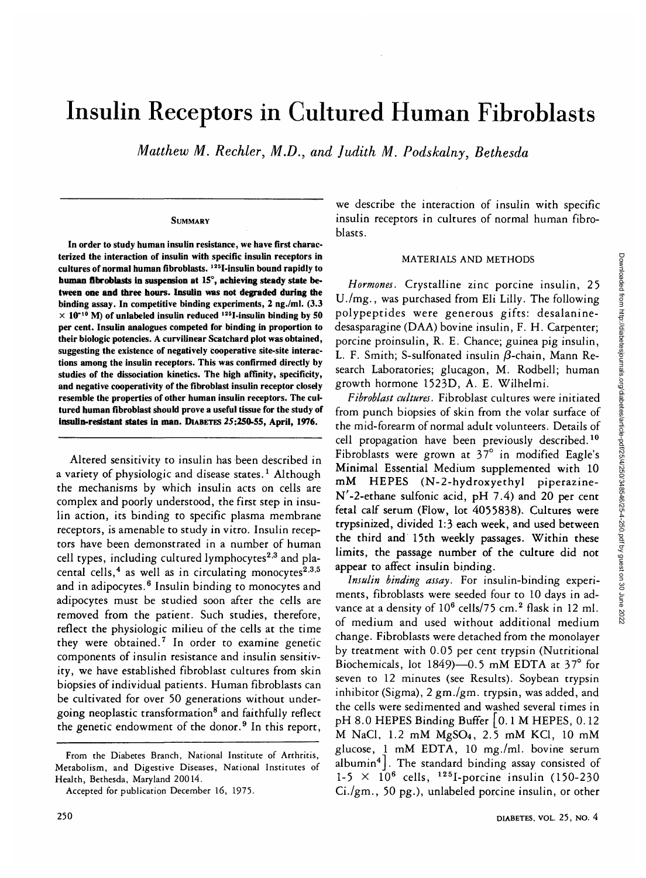# Insulin Receptors in Cultured Human Fibroblasts

*Matthew M. Rechler, M.D., and Judith M. Podskalny, Bethesda*

## SUMMARY

**In order to study human insulin resistance, we have first characterized the interaction of insulin with specific insulin receptors in cultures of normal human fibroblasts. $^{125}$I-insulin bound rapidly to human fibroblasts in suspension at 15°, achieving steady state between one and three hours. Insulin was not degraded during the binding assay. In competitive binding experiments, 2 ng./ml. (3.3 × $10^{-10}$ M) of unlabeled insulin reduced $^{125}$I-insulin binding by 50 per cent. Insulin analogues competed for binding in proportion to their biologic potencies. A curvilinear Scatchard plot was obtained, suggesting the existence of negatively cooperative site-site interactions among the insulin receptors. This was confirmed directly by studies of the dissociation kinetics. The high affinity, specificity, and negative cooperativity of the fibroblast insulin receptor closely resemble the properties of other human insulin receptors. The cultured human fibroblast should prove a useful tissue for the study of insulin-resistant states in man. DIABETES 25:250-55, April, 1976.**

Altered sensitivity to insulin has been described in a variety of physiologic and disease states.[1] Although the mechanisms by which insulin acts on cells are complex and poorly understood, the first step in insulin action, its binding to specific plasma membrane receptors, is amenable to study in vitro. Insulin receptors have been demonstrated in a number of human cell types, including cultured lymphocytes[2,3] and placental cells,[4] as well as in circulating monocytes[2,3,5] and in adipocytes.[6] Insulin binding to monocytes and adipocytes must be studied soon after the cells are removed from the patient. Such studies, therefore, reflect the physiologic milieu of the cells at the time they were obtained.[7] In order to examine genetic components of insulin resistance and insulin sensitivity, we have established fibroblast cultures from skin biopsies of individual patients. Human fibroblasts can be cultivated for over 50 generations without undergoing neoplastic transformation[8] and faithfully reflect the genetic endowment of the donor.[9] In this report, we describe the interaction of insulin with specific insulin receptors in cultures of normal human fibroblasts.

From the Diabetes Branch, National Institute of Arthritis, Metabolism, and Digestive Diseases, National Institutes of Health, Bethesda, Maryland 20014.

Accepted for publication December 16, 1975.

## MATERIALS AND METHODS

*Hormones.* Crystalline zinc porcine insulin, 25 U./mg., was purchased from Eli Lilly. The following polypeptides were generous gifts: desalanine-desasparagine (DAA) bovine insulin, F. H. Carpenter; porcine proinsulin, R. E. Chance; guinea pig insulin, L. F. Smith; S-sulfonated insulin β-chain, Mann Research Laboratories; glucagon, M. Rodbell; human growth hormone 1523D, A. E. Wilhelmi.

*Fibroblast cultures.* Fibroblast cultures were initiated from punch biopsies of skin from the volar surface of the mid-forearm of normal adult volunteers. Details of cell propagation have been previously described.[10] Fibroblasts were grown at 37° in modified Eagle's Minimal Essential Medium supplemented with 10 mM HEPES (N-2-hydroxyethyl piperazine-N'-2-ethane sulfonic acid, pH 7.4) and 20 per cent fetal calf serum (Flow, lot 4055838). Cultures were trypsinized, divided 1:3 each week, and used between the third and 15th weekly passages. Within these limits, the passage number of the culture did not appear to affect insulin binding.

*Insulin binding assay.* For insulin-binding experiments, fibroblasts were seeded four to 10 days in advance at a density of $10^6$ cells/75 cm.$^2$ flask in 12 ml. of medium and used without additional medium change. Fibroblasts were detached from the monolayer by treatment with 0.05 per cent trypsin (Nutritional Biochemicals, lot 1849)—0.5 mM EDTA at 37° for seven to 12 minutes (see Results). Soybean trypsin inhibitor (Sigma), 2 gm./gm. trypsin, was added, and the cells were sedimented and washed several times in pH 8.0 HEPES Binding Buffer [0.1 M HEPES, 0.12 M NaCl, 1.2 mM $MgSO_4$, 2.5 mM KCl, 10 mM glucose, 1 mM EDTA, 10 mg./ml. bovine serum albumin[4]]. The standard binding assay consisted of 1-5 × $10^6$ cells, $^{125}$I-porcine insulin (150-230 Ci./gm., 50 pg.), unlabeled porcine insulin, or other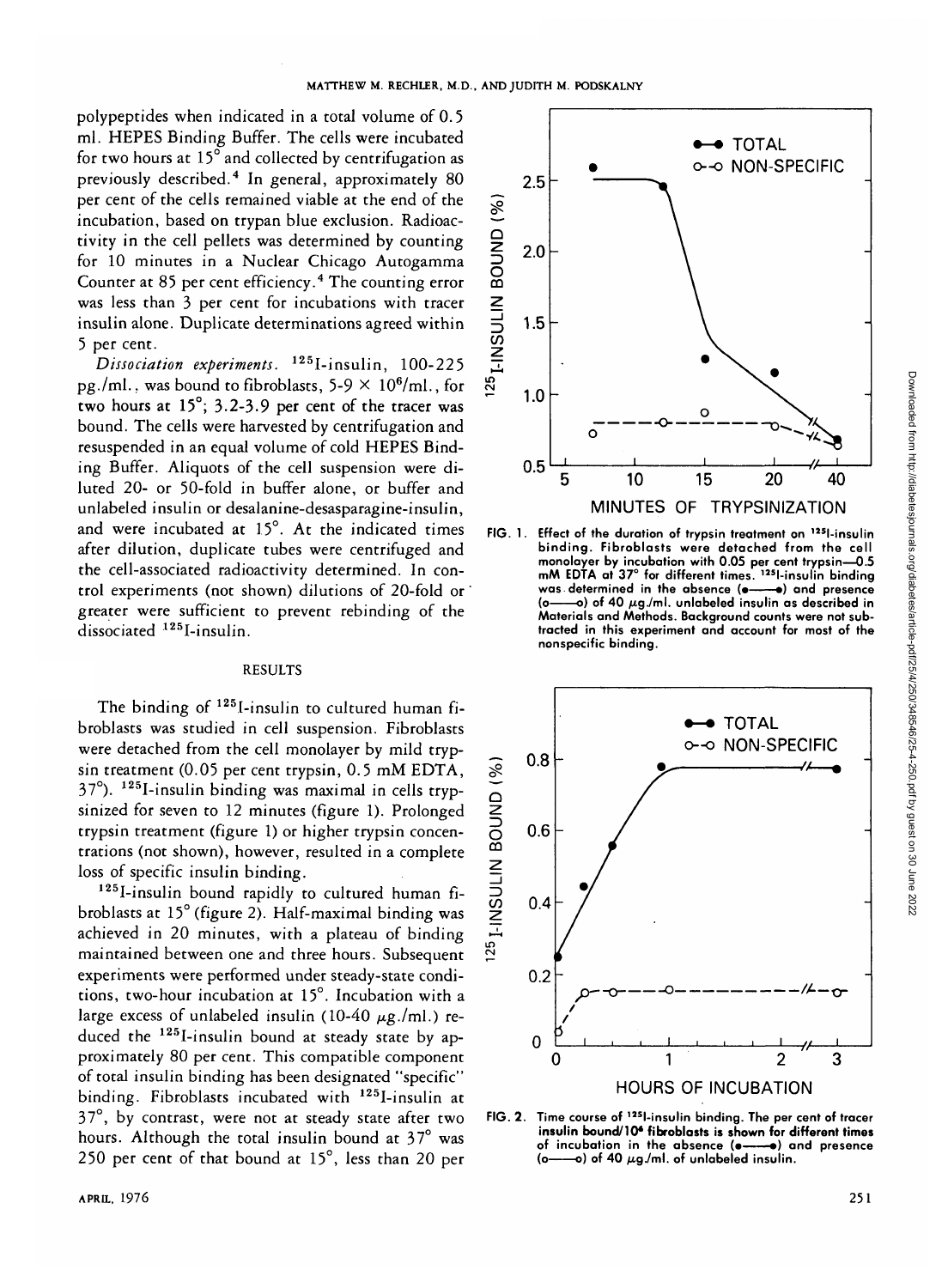polypeptides when indicated in a total volume of 0.5 ml. HEPES Binding Buffer. The cells were incubated for two hours at 15° and collected by centrifugation as previously described.[4] In general, approximately 80 per cent of the cells remained viable at the end of the incubation, based on trypan blue exclusion. Radioactivity in the cell pellets was determined by counting for 10 minutes in a Nuclear Chicago Autogamma Counter at 85 per cent efficiency.[4] The counting error was less than 3 per cent for incubations with tracer insulin alone. Duplicate determinations agreed within 5 per cent.

*Dissociation experiments.* $^{125}$I-insulin, 100-225 pg./ml., was bound to fibroblasts, $5\text{-}9 \times 10^6$/ml., for two hours at 15°; 3.2-3.9 per cent of the tracer was bound. The cells were harvested by centrifugation and resuspended in an equal volume of cold HEPES Binding Buffer. Aliquots of the cell suspension were diluted 20- or 50-fold in buffer alone, or buffer and unlabeled insulin or desalanine-desasparagine-insulin, and were incubated at 15°. At the indicated times after dilution, duplicate tubes were centrifuged and the cell-associated radioactivity determined. In control experiments (not shown) dilutions of 20-fold or greater were sufficient to prevent rebinding of the dissociated $^{125}$I-insulin.

## RESULTS

The binding of $^{125}$I-insulin to cultured human fibroblasts was studied in cell suspension. Fibroblasts were detached from the cell monolayer by mild trypsin treatment (0.05 per cent trypsin, 0.5 mM EDTA, 37°). $^{125}$I-insulin binding was maximal in cells trypsinized for seven to 12 minutes (figure 1). Prolonged trypsin treatment (figure 1) or higher trypsin concentrations (not shown), however, resulted in a complete loss of specific insulin binding.

$^{125}$I-insulin bound rapidly to cultured human fibroblasts at 15° (figure 2). Half-maximal binding was achieved in 20 minutes, with a plateau of binding maintained between one and three hours. Subsequent experiments were performed under steady-state conditions, two-hour incubation at 15°. Incubation with a large excess of unlabeled insulin (10-40 μg./ml.) reduced the $^{125}$I-insulin bound at steady state by approximately 80 per cent. This compatible component of total insulin binding has been designated "specific" binding. Fibroblasts incubated with $^{125}$I-insulin at 37°, by contrast, were not at steady state after two hours. Although the total insulin bound at 37° was 250 per cent of that bound at 15°, less than 20 per

FIG. 1. Effect of the duration of trypsin treatment on $^{125}$I-insulin binding. Fibroblasts were detached from the cell monolayer by incubation with 0.05 per cent trypsin—0.5 mM EDTA at 37° for different times. $^{125}$I-insulin binding was determined in the absence (●——●) and presence (○——○) of 40 μg./ml. unlabeled insulin as described in Materials and Methods. Background counts were not subtracted in this experiment and account for most of the nonspecific binding.

FIG. 2. Time course of $^{125}$I-insulin binding. The per cent of tracer insulin bound/$10^6$ fibroblasts is shown for different times of incubation in the absence (●——●) and presence (○——○) of 40 μg./ml. of unlabeled insulin.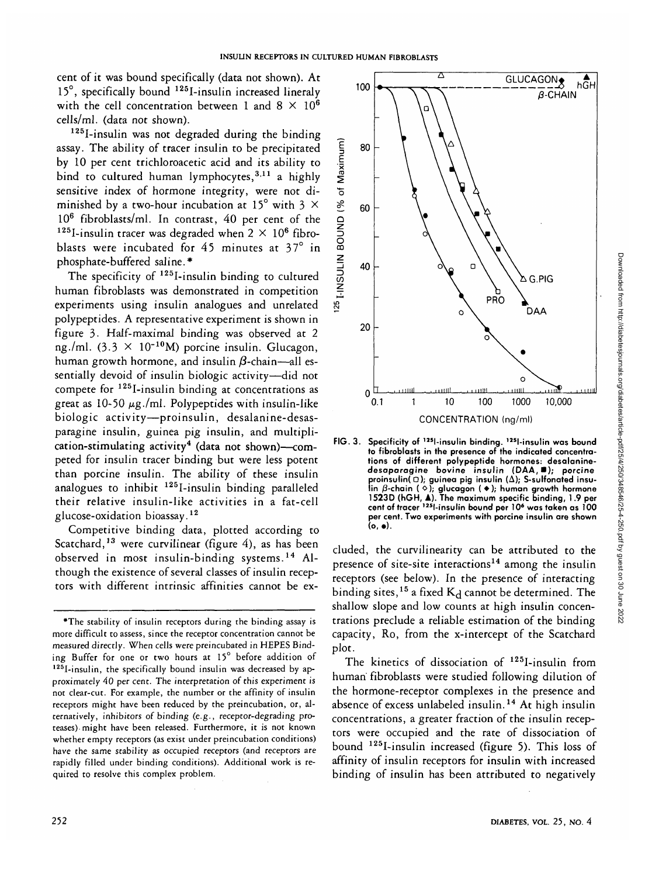cent of it was bound specifically (data not shown). At 15°, specifically bound $^{125}$I-insulin increased lineraly with the cell concentration between 1 and 8 × $10^6$ cells/ml. (data not shown).

$^{125}$I-insulin was not degraded during the binding assay. The ability of tracer insulin to be precipitated by 10 per cent trichloroacetic acid and its ability to bind to cultured human lymphocytes,[3,11] a highly sensitive index of hormone integrity, were not diminished by a two-hour incubation at 15° with 3 × $10^6$ fibroblasts/ml. In contrast, 40 per cent of the $^{125}$I-insulin tracer was degraded when 2 × $10^6$ fibroblasts were incubated for 45 minutes at 37° in phosphate-buffered saline.*

The specificity of $^{125}$I-insulin binding to cultured human fibroblasts was demonstrated in competition experiments using insulin analogues and unrelated polypeptides. A representative experiment is shown in figure 3. Half-maximal binding was observed at 2 ng./ml. (3.3 × $10^{-10}$M) porcine insulin. Glucagon, human growth hormone, and insulin β-chain—all essentially devoid of insulin biologic activity—did not compete for $^{125}$I-insulin binding at concentrations as great as 10-50 μg./ml. Polypeptides with insulin-like biologic activity—proinsulin, desalanine-desasparagine insulin, guinea pig insulin, and multiplication-stimulating activity[4] (data not shown)—competed for insulin tracer binding but were less potent than porcine insulin. The ability of these insulin analogues to inhibit $^{125}$I-insulin binding paralleled their relative insulin-like activities in a fat-cell glucose-oxidation bioassay.[12]

Competitive binding data, plotted according to Scatchard,[13] were curvilinear (figure 4), as has been observed in most insulin-binding systems.[14] Although the existence of several classes of insulin receptors with different intrinsic affinities cannot be excluded, the curvilinearity can be attributed to the presence of site-site interactions[14] among the insulin receptors (see below). In the presence of interacting binding sites,[15] a fixed $K_d$ cannot be determined. The shallow slope and low counts at high insulin concentrations preclude a reliable estimation of the binding capacity, Ro, from the x-intercept of the Scatchard plot.

FIG. 3. Specificity of $^{125}$I-insulin binding. $^{125}$I-insulin was bound to fibroblasts in the presence of the indicated concentrations of different polypeptide hormones: desalanine-desasparagine bovine insulin (DAA, ■); porcine proinsulin (□); guinea pig insulin (Δ); S-sulfonated insulin β-chain (◇); glucagon (◆); human growth hormone 1523D (hGH, ▲). The maximum specific binding, 1.9 per cent of tracer $^{125}$I-insulin bound per $10^6$ was taken as 100 per cent. Two experiments with porcine insulin are shown (o, ●).

The kinetics of dissociation of $^{125}$I-insulin from human fibroblasts were studied following dilution of the hormone-receptor complexes in the presence and absence of excess unlabeled insulin.[14] At high insulin concentrations, a greater fraction of the insulin receptors were occupied and the rate of dissociation of bound $^{125}$I-insulin increased (figure 5). This loss of affinity of insulin receptors for insulin with increased binding of insulin has been attributed to negatively

*The stability of insulin receptors during the binding assay is more difficult to assess, since the receptor concentration cannot be measured directly. When cells were preincubated in HEPES Binding Buffer for one or two hours at 15° before addition of $^{125}$I-insulin, the specifically bound insulin was decreased by approximately 40 per cent. The interpretation of this experiment is not clear-cut. For example, the number or the affinity of insulin receptors might have been reduced by the preincubation, or, alternatively, inhibitors of binding (e.g., receptor-degrading proteases) might have been released. Furthermore, it is not known whether empty receptors (as exist under preincubation conditions) have the same stability as occupied receptors (and receptors are rapidly filled under binding conditions). Additional work is required to resolve this complex problem.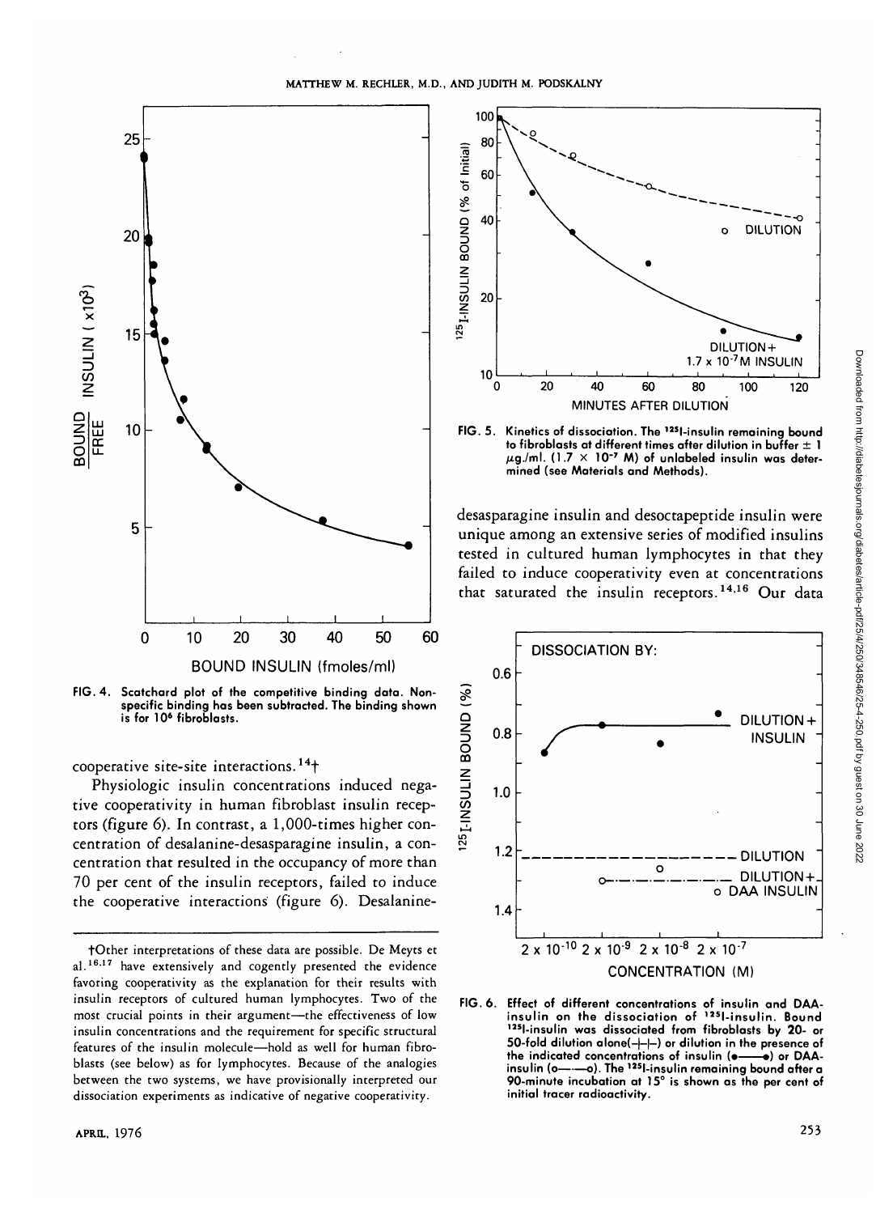FIG. 4. Scatchard plot of the competitive binding data. Nonspecific binding has been subtracted. The binding shown is for $10^6$ fibroblasts.

cooperative site-site interactions.[14]†

Physiologic insulin concentrations induced negative cooperativity in human fibroblast insulin receptors (figure 6). In contrast, a 1,000-times higher concentration of desalanine-desasparagine insulin, a concentration that resulted in the occupancy of more than 70 per cent of the insulin receptors, failed to induce the cooperative interactions (figure 6). Desalanine-desasparagine insulin and desoctapeptide insulin were unique among an extensive series of modified insulins tested in cultured human lymphocytes in that they failed to induce cooperativity even at concentrations that saturated the insulin receptors.[14,16] Our data

†Other interpretations of these data are possible. De Meyts et al.[16,17] have extensively and cogently presented the evidence favoring cooperativity as the explanation for their results with insulin receptors of cultured human lymphocytes. Two of the most crucial points in their argument—the effectiveness of low insulin concentrations and the requirement for specific structural features of the insulin molecule—hold as well for human fibroblasts (see below) as for lymphocytes. Because of the analogies between the two systems, we have provisionally interpreted our dissociation experiments as indicative of negative cooperativity.

FIG. 5. Kinetics of dissociation. The $^{125}$I-insulin remaining bound to fibroblasts at different times after dilution in buffer ± 1 μg./ml. ($1.7 \times 10^{-7}$ M) of unlabeled insulin was determined (see Materials and Methods).

FIG. 6. Effect of different concentrations of insulin and DAA-insulin on the dissociation of $^{125}$I-insulin. Bound $^{125}$I-insulin was dissociated from fibroblasts by 20- or 50-fold dilution alone(-|-|-) or dilution in the presence of the indicated concentrations of insulin (●——●) or DAA-insulin (○——○). The $^{125}$I-insulin remaining bound after a 90-minute incubation at 15° is shown as the per cent of initial tracer radioactivity.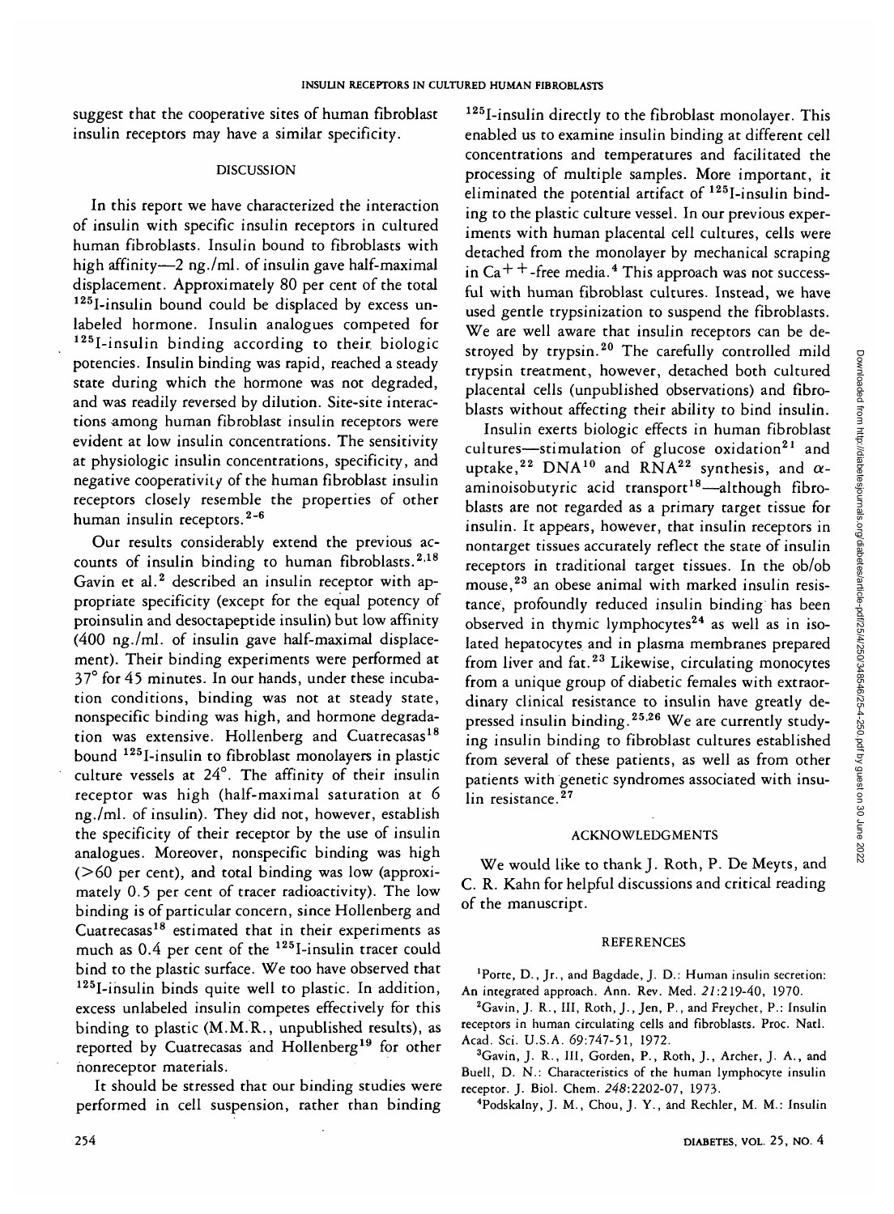suggest that the cooperative sites of human fibroblast insulin receptors may have a similar specificity.

## DISCUSSION

In this report we have characterized the interaction of insulin with specific insulin receptors in cultured human fibroblasts. Insulin bound to fibroblasts with high affinity—2 ng./ml. of insulin gave half-maximal displacement. Approximately 80 per cent of the total $^{125}$I-insulin bound could be displaced by excess unlabeled hormone. Insulin analogues competed for $^{125}$I-insulin binding according to their biologic potencies. Insulin binding was rapid, reached a steady state during which the hormone was not degraded, and was readily reversed by dilution. Site-site interactions among human fibroblast insulin receptors were evident at low insulin concentrations. The sensitivity at physiologic insulin concentrations, specificity, and negative cooperativity of the human fibroblast insulin receptors closely resemble the properties of other human insulin receptors.[2-6]

Our results considerably extend the previous accounts of insulin binding to human fibroblasts.[2,18] Gavin et al.[2] described an insulin receptor with appropriate specificity (except for the equal potency of proinsulin and desoctapeptide insulin) but low affinity (400 ng./ml. of insulin gave half-maximal displacement). Their binding experiments were performed at 37° for 45 minutes. In our hands, under these incubation conditions, binding was not at steady state, nonspecific binding was high, and hormone degradation was extensive. Hollenberg and Cuatrecasas[18] bound $^{125}$I-insulin to fibroblast monolayers in plastic culture vessels at 24°. The affinity of their insulin receptor was high (half-maximal saturation at 6 ng./ml. of insulin). They did not, however, establish the specificity of their receptor by the use of insulin analogues. Moreover, nonspecific binding was high (>60 per cent), and total binding was low (approximately 0.5 per cent of tracer radioactivity). The low binding is of particular concern, since Hollenberg and Cuatrecasas[18] estimated that in their experiments as much as 0.4 per cent of the $^{125}$I-insulin tracer could bind to the plastic surface. We too have observed that $^{125}$I-insulin binds quite well to plastic. In addition, excess unlabeled insulin competes effectively for this binding to plastic (M.M.R., unpublished results), as reported by Cuatrecasas and Hollenberg[19] for other nonreceptor materials.

It should be stressed that our binding studies were performed in cell suspension, rather than binding $^{125}$I-insulin directly to the fibroblast monolayer. This enabled us to examine insulin binding at different cell concentrations and temperatures and facilitated the processing of multiple samples. More important, it eliminated the potential artifact of $^{125}$I-insulin binding to the plastic culture vessel. In our previous experiments with human placental cell cultures, cells were detached from the monolayer by mechanical scraping in $Ca^{++}$-free media.[4] This approach was not successful with human fibroblast cultures. Instead, we have used gentle trypsinization to suspend the fibroblasts. We are well aware that insulin receptors can be destroyed by trypsin.[20] The carefully controlled mild trypsin treatment, however, detached both cultured placental cells (unpublished observations) and fibroblasts without affecting their ability to bind insulin.

Insulin exerts biologic effects in human fibroblast cultures—stimulation of glucose oxidation[21] and uptake,[22] DNA[10] and RNA[22] synthesis, and $\alpha$-aminoisobutyric acid transport[18]—although fibroblasts are not regarded as a primary target tissue for insulin. It appears, however, that insulin receptors in nontarget tissues accurately reflect the state of insulin receptors in traditional target tissues. In the ob/ob mouse,[23] an obese animal with marked insulin resistance, profoundly reduced insulin binding has been observed in thymic lymphocytes[24] as well as in isolated hepatocytes and in plasma membranes prepared from liver and fat.[23] Likewise, circulating monocytes from a unique group of diabetic females with extraordinary clinical resistance to insulin have greatly depressed insulin binding.[25,26] We are currently studying insulin binding to fibroblast cultures established from several of these patients, as well as from other patients with genetic syndromes associated with insulin resistance.[27]

## ACKNOWLEDGMENTS

We would like to thank J. Roth, P. De Meyts, and C. R. Kahn for helpful discussions and critical reading of the manuscript.

## REFERENCES

1. Porte, D., Jr., and Bagdade, J. D.: Human insulin secretion: An integrated approach. Ann. Rev. Med. *21*:219-40, 1970.
2. Gavin, J. R., III, Roth, J., Jen, P., and Freychet, P.: Insulin receptors in human circulating cells and fibroblasts. Proc. Natl. Acad. Sci. U.S.A. *69*:747-51, 1972.
3. Gavin, J. R., III, Gorden, P., Roth, J., Archer, J. A., and Buell, D. N.: Characteristics of the human lymphocyte insulin receptor. J. Biol. Chem. *248*:2202-07, 1973.
4. Podskalny, J. M., Chou, J. Y., and Rechler, M. M.: Insulin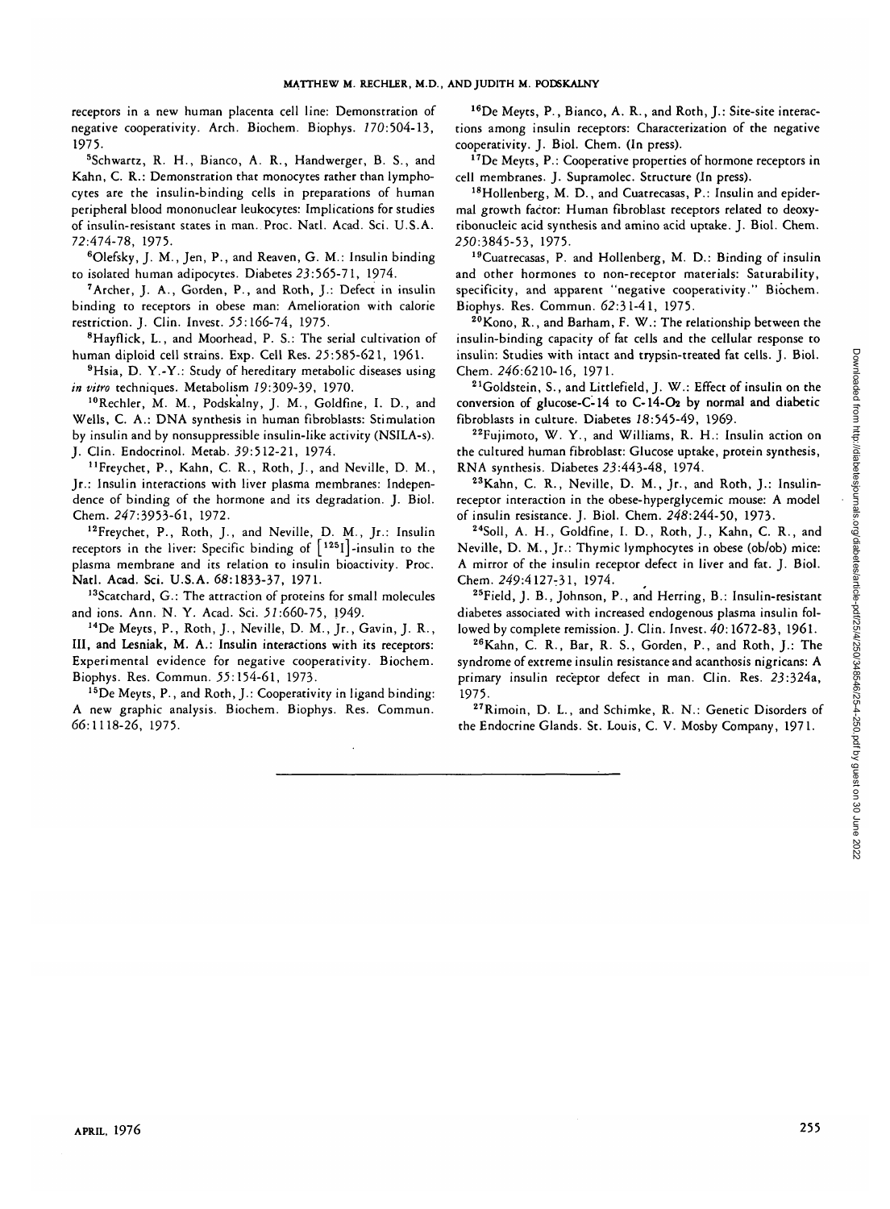receptors in a new human placenta cell line: Demonstration of negative cooperativity. Arch. Biochem. Biophys. *170*:504-13, 1975.

[5]Schwartz, R. H., Bianco, A. R., Handwerger, B. S., and Kahn, C. R.: Demonstration that monocytes rather than lymphocytes are the insulin-binding cells in preparations of human peripheral blood mononuclear leukocytes: Implications for studies of insulin-resistant states in man. Proc. Natl. Acad. Sci. U.S.A. *72*:474-78, 1975.

[6]Olefsky, J. M., Jen, P., and Reaven, G. M.: Insulin binding to isolated human adipocytes. Diabetes *23*:565-71, 1974.

[7]Archer, J. A., Gorden, P., and Roth, J.: Defect in insulin binding to receptors in obese man: Amelioration with calorie restriction. J. Clin. Invest. *55*:166-74, 1975.

[8]Hayflick, L., and Moorhead, P. S.: The serial cultivation of human diploid cell strains. Exp. Cell Res. *25*:585-621, 1961.

[9]Hsia, D. Y.-Y.: Study of hereditary metabolic diseases using *in vitro* techniques. Metabolism *19*:309-39, 1970.

[10]Rechler, M. M., Podskalny, J. M., Goldfine, I. D., and Wells, C. A.: DNA synthesis in human fibroblasts: Stimulation by insulin and by nonsuppressible insulin-like activity (NSILA-s). J. Clin. Endocrinol. Metab. *39*:512-21, 1974.

[11]Freychet, P., Kahn, C. R., Roth, J., and Neville, D. M., Jr.: Insulin interactions with liver plasma membranes: Independence of binding of the hormone and its degradation. J. Biol. Chem. *247*:3953-61, 1972.

[12]Freychet, P., Roth, J., and Neville, D. M., Jr.: Insulin receptors in the liver: Specific binding of $[^{125}I]$-insulin to the plasma membrane and its relation to insulin bioactivity. Proc. Natl. Acad. Sci. U.S.A. *68*:1833-37, 1971.

[13]Scatchard, G.: The attraction of proteins for small molecules and ions. Ann. N. Y. Acad. Sci. *51*:660-75, 1949.

[14]De Meyts, P., Roth, J., Neville, D. M., Jr., Gavin, J. R., III, and Lesniak, M. A.: Insulin interactions with its receptors: Experimental evidence for negative cooperativity. Biochem. Biophys. Res. Commun. *55*:154-61, 1973.

[15]De Meyts, P., and Roth, J.: Cooperativity in ligand binding: A new graphic analysis. Biochem. Biophys. Res. Commun. *66*:1118-26, 1975.

[16]De Meyts, P., Bianco, A. R., and Roth, J.: Site-site interactions among insulin receptors: Characterization of the negative cooperativity. J. Biol. Chem. (In press).

[17]De Meyts, P.: Cooperative properties of hormone receptors in cell membranes. J. Supramolec. Structure (In press).

[18]Hollenberg, M. D., and Cuatrecasas, P.: Insulin and epidermal growth factor: Human fibroblast receptors related to deoxyribonucleic acid synthesis and amino acid uptake. J. Biol. Chem. *250*:3845-53, 1975.

[19]Cuatrecasas, P. and Hollenberg, M. D.: Binding of insulin and other hormones to non-receptor materials: Saturability, specificity, and apparent "negative cooperativity." Biochem. Biophys. Res. Commun. *62*:31-41, 1975.

[20]Kono, R., and Barham, F. W.: The relationship between the insulin-binding capacity of fat cells and the cellular response to insulin: Studies with intact and trypsin-treated fat cells. J. Biol. Chem. *246*:6210-16, 1971.

[21]Goldstein, S., and Littlefield, J. W.: Effect of insulin on the conversion of glucose-C-14 to C-14-$O_2$ by normal and diabetic fibroblasts in culture. Diabetes *18*:545-49, 1969.

[22]Fujimoto, W. Y., and Williams, R. H.: Insulin action on the cultured human fibroblast: Glucose uptake, protein synthesis, RNA synthesis. Diabetes *23*:443-48, 1974.

[23]Kahn, C. R., Neville, D. M., Jr., and Roth, J.: Insulin-receptor interaction in the obese-hyperglycemic mouse: A model of insulin resistance. J. Biol. Chem. *248*:244-50, 1973.

[24]Soll, A. H., Goldfine, I. D., Roth, J., Kahn, C. R., and Neville, D. M., Jr.: Thymic lymphocytes in obese (ob/ob) mice: A mirror of the insulin receptor defect in liver and fat. J. Biol. Chem. *249*:4127-31, 1974.

[25]Field, J. B., Johnson, P., and Herring, B.: Insulin-resistant diabetes associated with increased endogenous plasma insulin followed by complete remission. J. Clin. Invest. *40*:1672-83, 1961.

[26]Kahn, C. R., Bar, R. S., Gorden, P., and Roth, J.: The syndrome of extreme insulin resistance and acanthosis nigricans: A primary insulin receptor defect in man. Clin. Res. *23*:324a, 1975.

[27]Rimoin, D. L., and Schimke, R. N.: Genetic Disorders of the Endocrine Glands. St. Louis, C. V. Mosby Company, 1971.